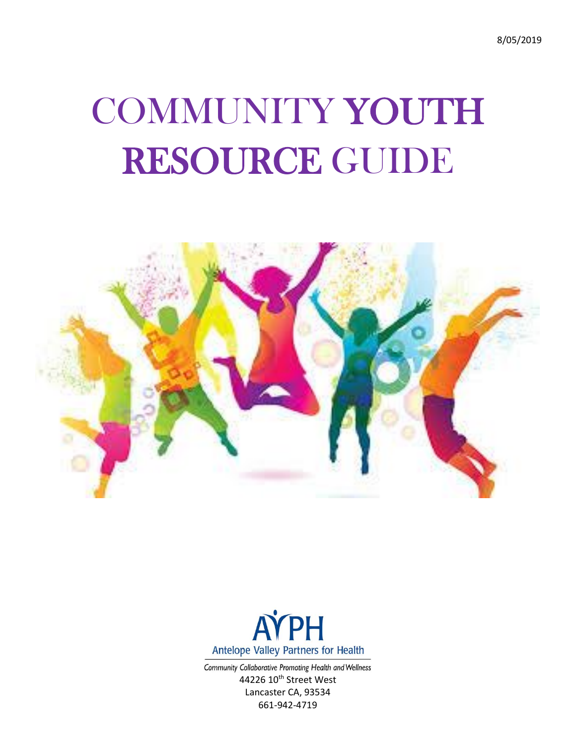8/05/2019

# COMMUNITY YOUTH RESOURCE GUIDE

AVPH
Antelope Valley Partners for Health

*Community Collaborative Promoting Health and Wellness*

44226 10th Street West
Lancaster CA, 93534
661-942-4719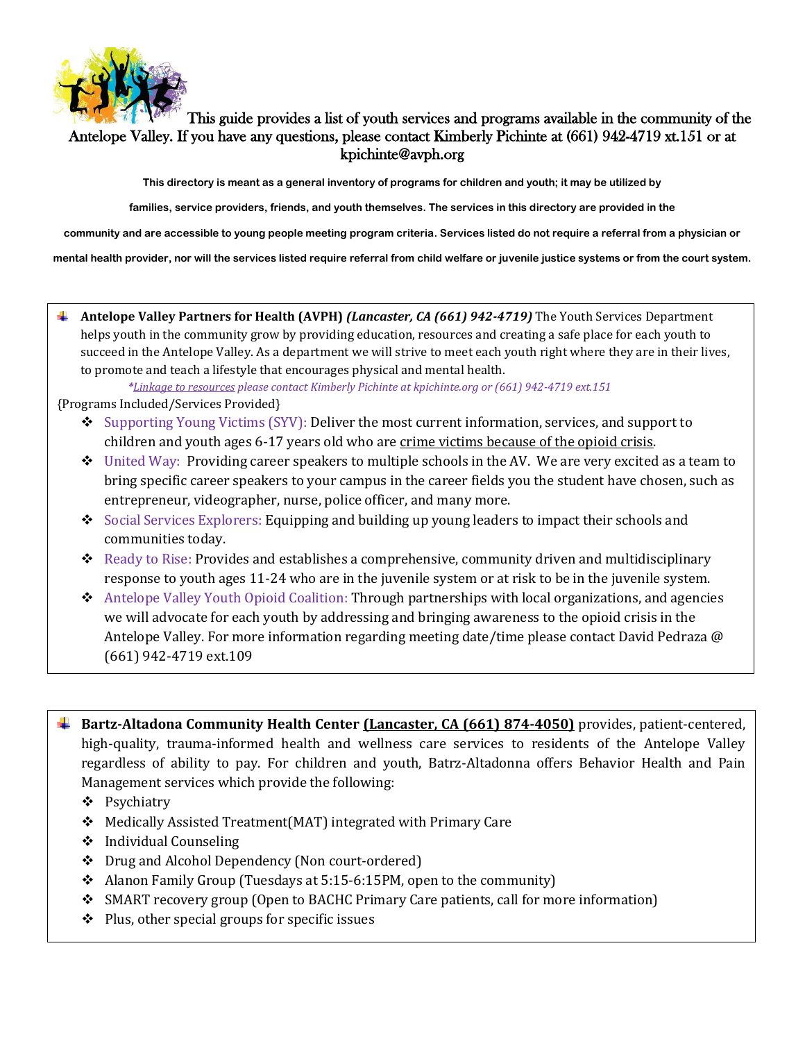This guide provides a list of youth services and programs available in the community of the Antelope Valley. If you have any questions, please contact Kimberly Pichinte at (661) 942-4719 xt.151 or at kpichinte@avph.org

**This directory is meant as a general inventory of programs for children and youth; it may be utilized by families, service providers, friends, and youth themselves. The services in this directory are provided in the community and are accessible to young people meeting program criteria. Services listed do not require a referral from a physician or mental health provider, nor will the services listed require referral from child welfare or juvenile justice systems or from the court system.**

- **Antelope Valley Partners for Health (AVPH)** ***(Lancaster, CA (661) 942-4719)*** The Youth Services Department helps youth in the community grow by providing education, resources and creating a safe place for each youth to succeed in the Antelope Valley. As a department we will strive to meet each youth right where they are in their lives, to promote and teach a lifestyle that encourages physical and mental health.

  *\*Linkage to resources please contact Kimberly Pichinte at kpichinte.org or (661) 942-4719 ext.151*

{Programs Included/Services Provided}

- Supporting Young Victims (SYV): Deliver the most current information, services, and support to children and youth ages 6-17 years old who are crime victims because of the opioid crisis.
- United Way: Providing career speakers to multiple schools in the AV. We are very excited as a team to bring specific career speakers to your campus in the career fields you the student have chosen, such as entrepreneur, videographer, nurse, police officer, and many more.
- Social Services Explorers: Equipping and building up young leaders to impact their schools and communities today.
- Ready to Rise: Provides and establishes a comprehensive, community driven and multidisciplinary response to youth ages 11-24 who are in the juvenile system or at risk to be in the juvenile system.
- Antelope Valley Youth Opioid Coalition: Through partnerships with local organizations, and agencies we will advocate for each youth by addressing and bringing awareness to the opioid crisis in the Antelope Valley. For more information regarding meeting date/time please contact David Pedraza @ (661) 942-4719 ext.109

- **Bartz-Altadona Community Health Center** **(Lancaster, CA (661) 874-4050)** provides, patient-centered, high-quality, trauma-informed health and wellness care services to residents of the Antelope Valley regardless of ability to pay. For children and youth, Batrz-Altadonna offers Behavior Health and Pain Management services which provide the following:
  - Psychiatry
  - Medically Assisted Treatment(MAT) integrated with Primary Care
  - Individual Counseling
  - Drug and Alcohol Dependency (Non court-ordered)
  - Alanon Family Group (Tuesdays at 5:15-6:15PM, open to the community)
  - SMART recovery group (Open to BACHC Primary Care patients, call for more information)
  - Plus, other special groups for specific issues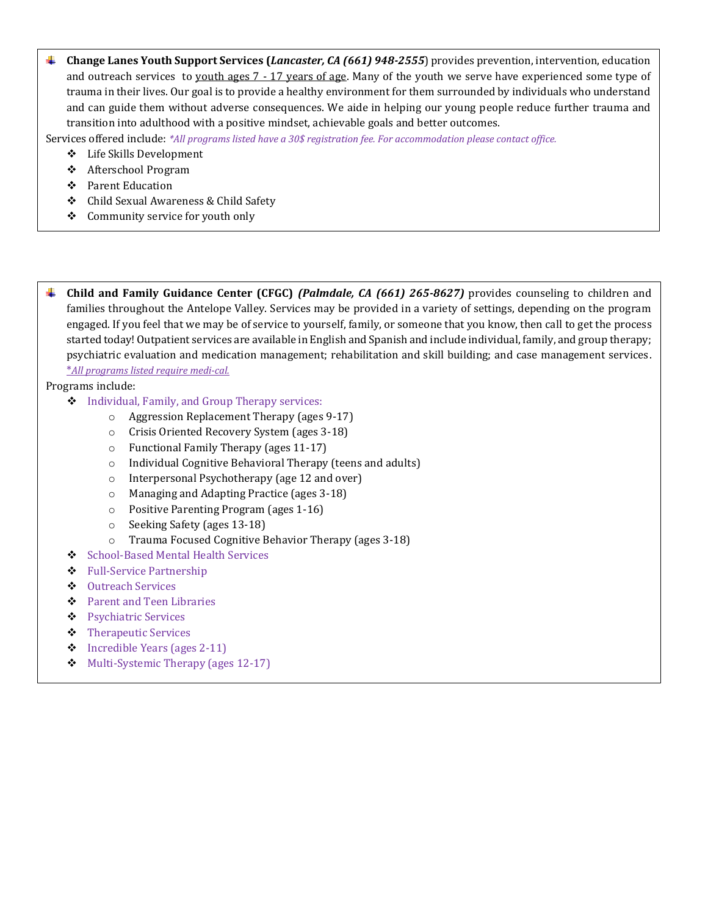- **Change Lanes Youth Support Services (*Lancaster, CA (661) 948-2555*)** provides prevention, intervention, education and outreach services to youth ages 7 - 17 years of age. Many of the youth we serve have experienced some type of trauma in their lives. Our goal is to provide a healthy environment for them surrounded by individuals who understand and can guide them without adverse consequences. We aide in helping our young people reduce further trauma and transition into adulthood with a positive mindset, achievable goals and better outcomes.

Services offered include: *\*All programs listed have a 30$ registration fee. For accommodation please contact office.*

- Life Skills Development
- Afterschool Program
- Parent Education
- Child Sexual Awareness & Child Safety
- Community service for youth only

---

- **Child and Family Guidance Center (CFGC) *(Palmdale, CA (661) 265-8627)*** provides counseling to children and families throughout the Antelope Valley. Services may be provided in a variety of settings, depending on the program engaged. If you feel that we may be of service to yourself, family, or someone that you know, then call to get the process started today! Outpatient services are available in English and Spanish and include individual, family, and group therapy; psychiatric evaluation and medication management; rehabilitation and skill building; and case management services. *\*All programs listed require medi-cal.*

Programs include:

- Individual, Family, and Group Therapy services:
  - Aggression Replacement Therapy (ages 9-17)
  - Crisis Oriented Recovery System (ages 3-18)
  - Functional Family Therapy (ages 11-17)
  - Individual Cognitive Behavioral Therapy (teens and adults)
  - Interpersonal Psychotherapy (age 12 and over)
  - Managing and Adapting Practice (ages 3-18)
  - Positive Parenting Program (ages 1-16)
  - Seeking Safety (ages 13-18)
  - Trauma Focused Cognitive Behavior Therapy (ages 3-18)
- School-Based Mental Health Services
- Full-Service Partnership
- Outreach Services
- Parent and Teen Libraries
- Psychiatric Services
- Therapeutic Services
- Incredible Years (ages 2-11)
- Multi-Systemic Therapy (ages 12-17)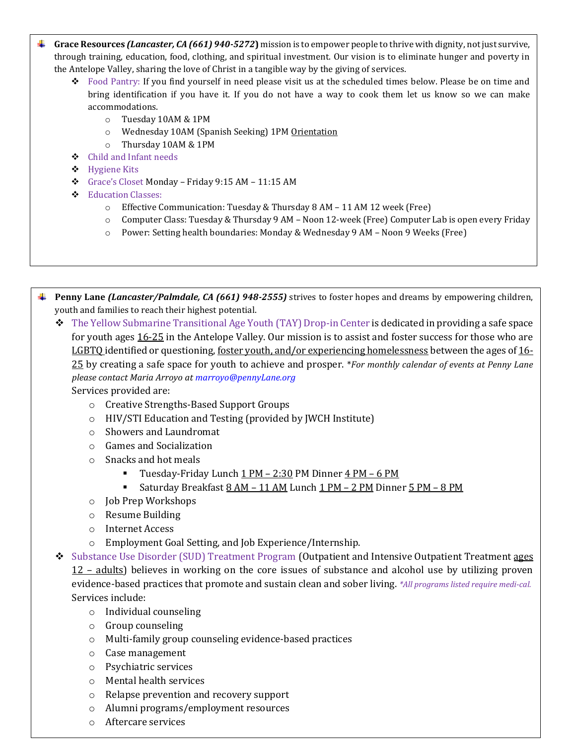- **Grace Resources *(Lancaster, CA (661) 940-5272)*** mission is to empower people to thrive with dignity, not just survive, through training, education, food, clothing, and spiritual investment. Our vision is to eliminate hunger and poverty in the Antelope Valley, sharing the love of Christ in a tangible way by the giving of services.
  - Food Pantry: If you find yourself in need please visit us at the scheduled times below. Please be on time and bring identification if you have it. If you do not have a way to cook them let us know so we can make accommodations.
    - Tuesday 10AM & 1PM
    - Wednesday 10AM (Spanish Seeking) 1PM Orientation
    - Thursday 10AM & 1PM
  - Child and Infant needs
  - Hygiene Kits
  - Grace's Closet Monday – Friday 9:15 AM – 11:15 AM
  - Education Classes:
    - Effective Communication: Tuesday & Thursday 8 AM – 11 AM 12 week (Free)
    - Computer Class: Tuesday & Thursday 9 AM – Noon 12-week (Free) Computer Lab is open every Friday
    - Power: Setting health boundaries: Monday & Wednesday 9 AM – Noon 9 Weeks (Free)

- **Penny Lane *(Lancaster/Palmdale, CA (661) 948-2555)*** strives to foster hopes and dreams by empowering children, youth and families to reach their highest potential.
  - The Yellow Submarine Transitional Age Youth (TAY) Drop-in Center is dedicated in providing a safe space for youth ages 16-25 in the Antelope Valley. Our mission is to assist and foster success for those who are LGBTQ identified or questioning, foster youth, and/or experiencing homelessness between the ages of 16-25 by creating a safe space for youth to achieve and prosper. **For monthly calendar of events at Penny Lane please contact Maria Arroyo at marroyo@pennyLane.org*

    Services provided are:
    - Creative Strengths-Based Support Groups
    - HIV/STI Education and Testing (provided by JWCH Institute)
    - Showers and Laundromat
    - Games and Socialization
    - Snacks and hot meals
      - Tuesday-Friday Lunch 1 PM – 2:30 PM Dinner 4 PM – 6 PM
      - Saturday Breakfast 8 AM – 11 AM Lunch 1 PM – 2 PM Dinner 5 PM – 8 PM
    - Job Prep Workshops
    - Resume Building
    - Internet Access
    - Employment Goal Setting, and Job Experience/Internship.
  - Substance Use Disorder (SUD) Treatment Program (Outpatient and Intensive Outpatient Treatment ages 12 – adults) believes in working on the core issues of substance and alcohol use by utilizing proven evidence-based practices that promote and sustain clean and sober living. **All programs listed require medi-cal.*

    Services include:
    - Individual counseling
    - Group counseling
    - Multi-family group counseling evidence-based practices
    - Case management
    - Psychiatric services
    - Mental health services
    - Relapse prevention and recovery support
    - Alumni programs/employment resources
    - Aftercare services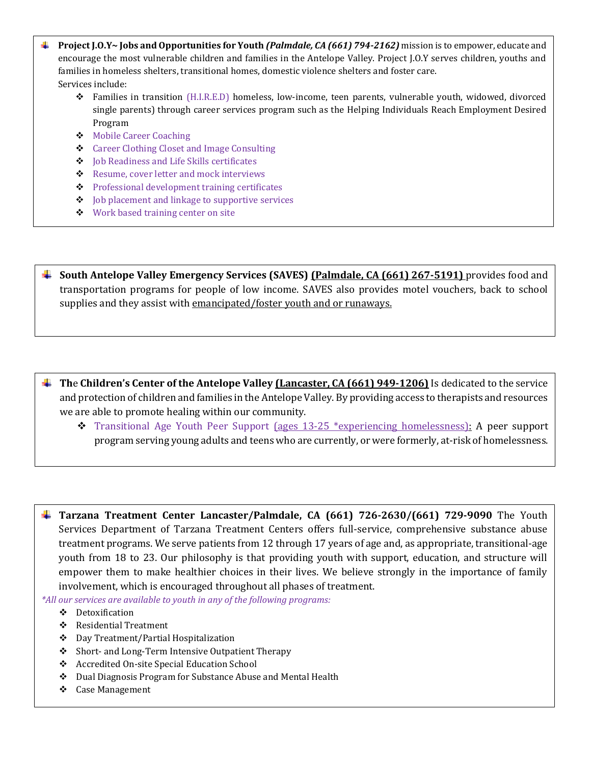- **Project J.O.Y~ Jobs and Opportunities for Youth *(Palmdale, CA (661) 794-2162)*** mission is to empower, educate and encourage the most vulnerable children and families in the Antelope Valley. Project J.O.Y serves children, youths and families in homeless shelters, transitional homes, domestic violence shelters and foster care.

  Services include:
  - Families in transition (H.I.R.E.D) homeless, low-income, teen parents, vulnerable youth, widowed, divorced single parents) through career services program such as the Helping Individuals Reach Employment Desired Program
  - Mobile Career Coaching
  - Career Clothing Closet and Image Consulting
  - Job Readiness and Life Skills certificates
  - Resume, cover letter and mock interviews
  - Professional development training certificates
  - Job placement and linkage to supportive services
  - Work based training center on site

- **South Antelope Valley Emergency Services (SAVES) <u>(Palmdale, CA (661) 267-5191)</u>** provides food and transportation programs for people of low income. SAVES also provides motel vouchers, back to school supplies and they assist with <u>emancipated/foster youth and or runaways.</u>

- **The Children's Center of the Antelope Valley <u>(Lancaster, CA (661) 949-1206)</u>** Is dedicated to the service and protection of children and families in the Antelope Valley. By providing access to therapists and resources we are able to promote healing within our community.
  - Transitional Age Youth Peer Support <u>(ages 13-25 *experiencing homelessness):</u> A peer support program serving young adults and teens who are currently, or were formerly, at-risk of homelessness.

- **Tarzana Treatment Center Lancaster/Palmdale, CA (661) 726-2630/(661) 729-9090** The Youth Services Department of Tarzana Treatment Centers offers full-service, comprehensive substance abuse treatment programs. We serve patients from 12 through 17 years of age and, as appropriate, transitional-age youth from 18 to 23. Our philosophy is that providing youth with support, education, and structure will empower them to make healthier choices in their lives. We believe strongly in the importance of family involvement, which is encouraged throughout all phases of treatment.

*\*All our services are available to youth in any of the following programs:*

- Detoxification
- Residential Treatment
- Day Treatment/Partial Hospitalization
- Short- and Long-Term Intensive Outpatient Therapy
- Accredited On-site Special Education School
- Dual Diagnosis Program for Substance Abuse and Mental Health
- Case Management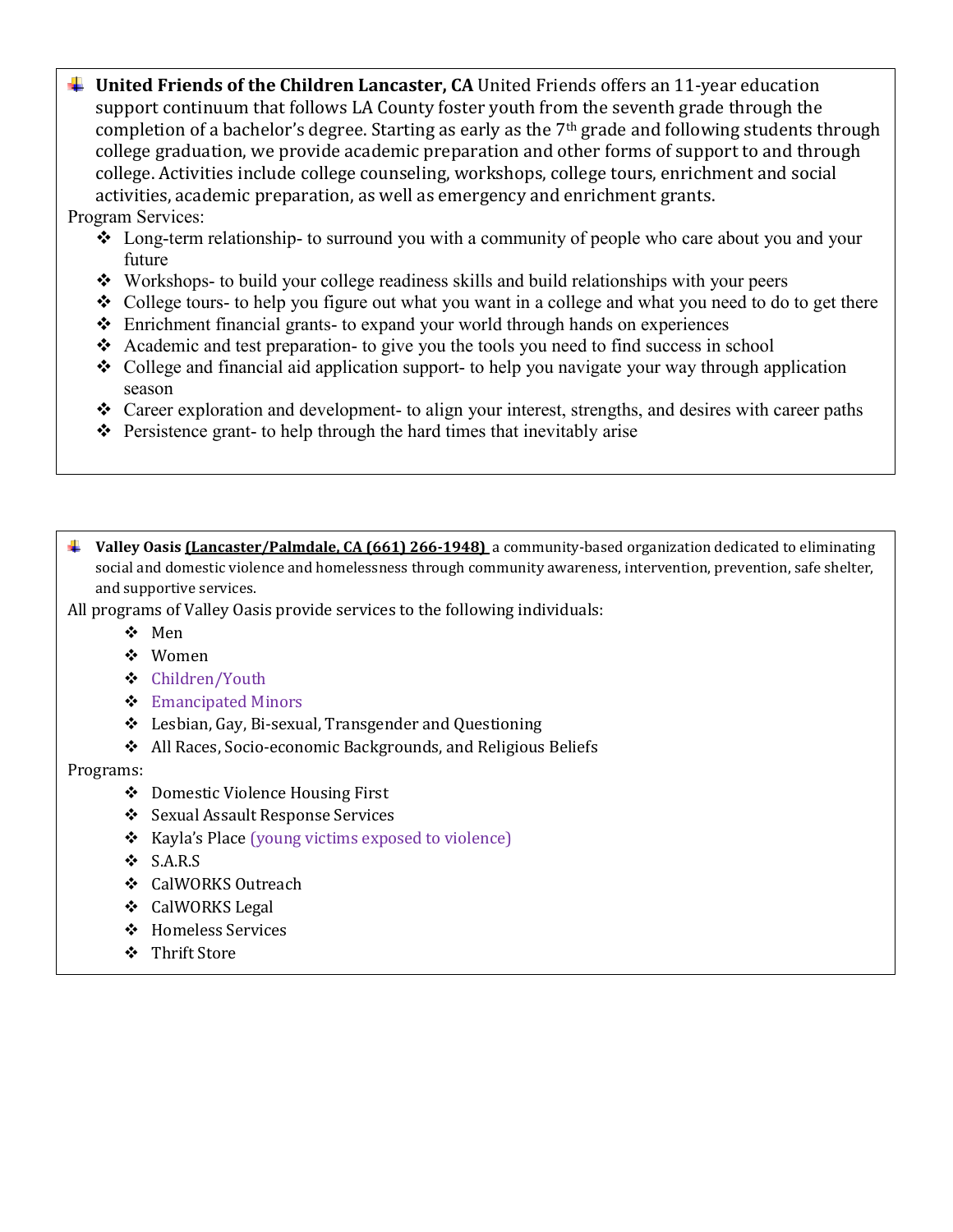- **United Friends of the Children Lancaster, CA** United Friends offers an 11-year education support continuum that follows LA County foster youth from the seventh grade through the completion of a bachelor's degree. Starting as early as the 7th grade and following students through college graduation, we provide academic preparation and other forms of support to and through college. Activities include college counseling, workshops, college tours, enrichment and social activities, academic preparation, as well as emergency and enrichment grants.

Program Services:

- Long-term relationship- to surround you with a community of people who care about you and your future
- Workshops- to build your college readiness skills and build relationships with your peers
- College tours- to help you figure out what you want in a college and what you need to do to get there
- Enrichment financial grants- to expand your world through hands on experiences
- Academic and test preparation- to give you the tools you need to find success in school
- College and financial aid application support- to help you navigate your way through application season
- Career exploration and development- to align your interest, strengths, and desires with career paths
- Persistence grant- to help through the hard times that inevitably arise

---

- **Valley Oasis** **(Lancaster/Palmdale, CA (661) 266-1948)** a community-based organization dedicated to eliminating social and domestic violence and homelessness through community awareness, intervention, prevention, safe shelter, and supportive services.

All programs of Valley Oasis provide services to the following individuals:

- Men
- Women
- Children/Youth
- Emancipated Minors
- Lesbian, Gay, Bi-sexual, Transgender and Questioning
- All Races, Socio-economic Backgrounds, and Religious Beliefs

Programs:

- Domestic Violence Housing First
- Sexual Assault Response Services
- Kayla's Place (young victims exposed to violence)
- S.A.R.S
- CalWORKS Outreach
- CalWORKS Legal
- Homeless Services
- Thrift Store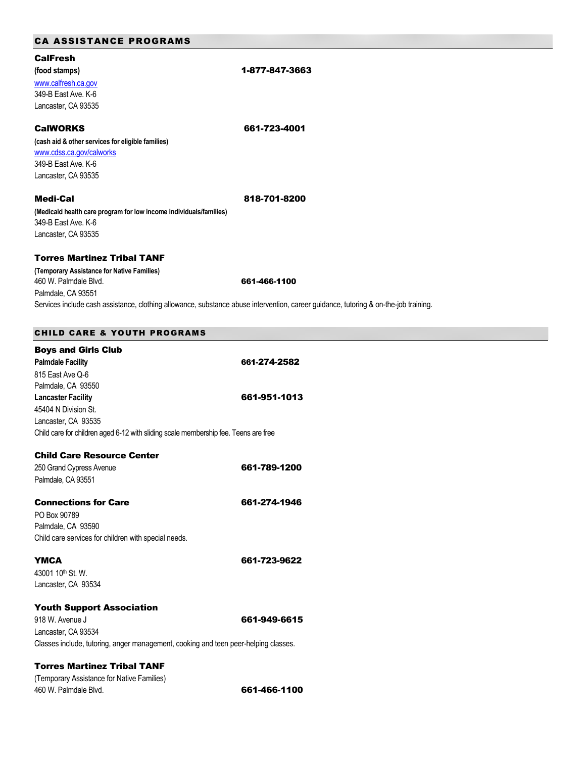## CA ASSISTANCE PROGRAMS

### CalFresh

**(food stamps)** **1-877-847-3663**
www.calfresh.ca.gov
349-B East Ave. K-6
Lancaster, CA 93535

### CalWORKS **661-723-4001**

**(cash aid & other services for eligible families)**
www.cdss.ca.gov/calworks
349-B East Ave. K-6
Lancaster, CA 93535

### Medi-Cal **818-701-8200**

**(Medicaid health care program for low income individuals/families)**
349-B East Ave. K-6
Lancaster, CA 93535

### Torres Martinez Tribal TANF

**(Temporary Assistance for Native Families)**
460 W. Palmdale Blvd. **661-466-1100**
Palmdale, CA 93551
Services include cash assistance, clothing allowance, substance abuse intervention, career guidance, tutoring & on-the-job training.

## CHILD CARE & YOUTH PROGRAMS

### Boys and Girls Club

**Palmdale Facility** **661-274-2582**
815 East Ave Q-6
Palmdale, CA 93550
**Lancaster Facility** **661-951-1013**
45404 N Division St.
Lancaster, CA 93535
Child care for children aged 6-12 with sliding scale membership fee. Teens are free

### Child Care Resource Center

250 Grand Cypress Avenue **661-789-1200**
Palmdale, CA 93551

### Connections for Care **661-274-1946**

PO Box 90789
Palmdale, CA 93590
Child care services for children with special needs.

### YMCA **661-723-9622**

43001 10th St. W.
Lancaster, CA 93534

### Youth Support Association

918 W. Avenue J **661-949-6615**
Lancaster, CA 93534
Classes include, tutoring, anger management, cooking and teen peer-helping classes.

### Torres Martinez Tribal TANF

(Temporary Assistance for Native Families)
460 W. Palmdale Blvd. **661-466-1100**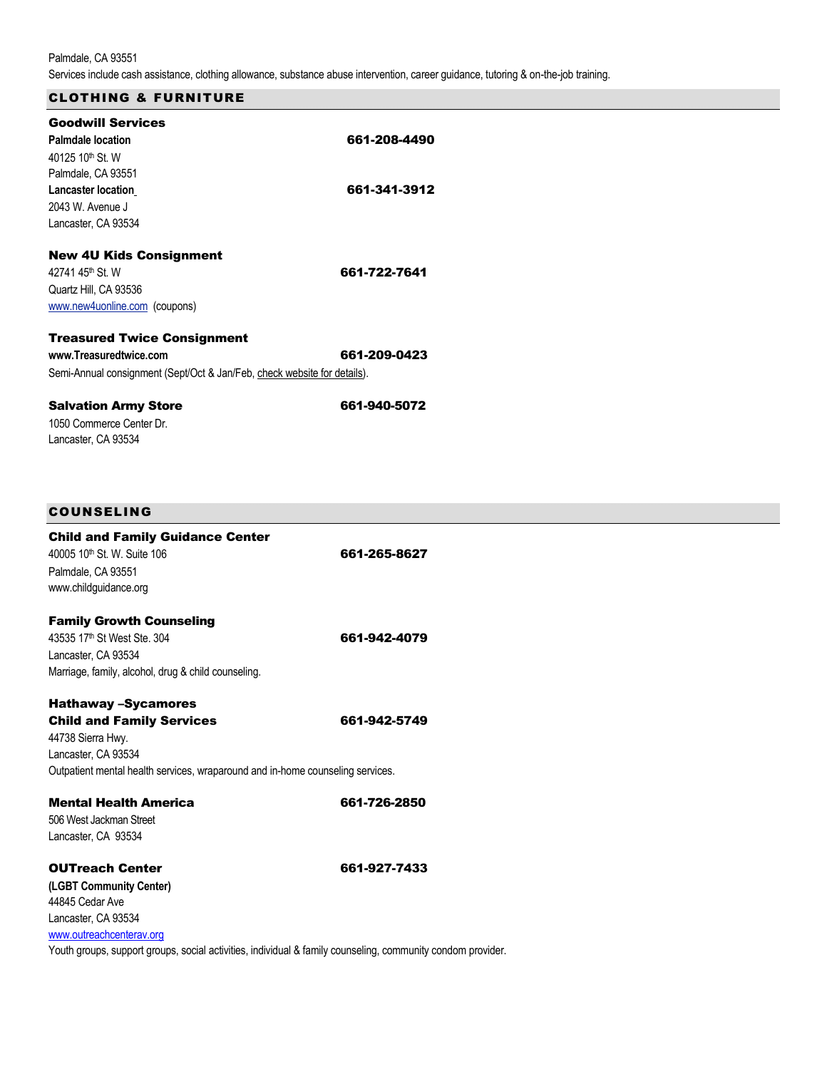Palmdale, CA 93551
Services include cash assistance, clothing allowance, substance abuse intervention, career guidance, tutoring & on-the-job training.

## CLOTHING & FURNITURE

### Goodwill Services

**Palmdale location** **661-208-4490**
40125 10th St. W
Palmdale, CA 93551

**Lancaster location** **661-341-3912**
2043 W. Avenue J
Lancaster, CA 93534

### New 4U Kids Consignment

42741 45th St. W **661-722-7641**
Quartz Hill, CA 93536
www.new4uonline.com (coupons)

### Treasured Twice Consignment

**www.Treasuredtwice.com** **661-209-0423**
Semi-Annual consignment (Sept/Oct & Jan/Feb, check website for details).

### Salvation Army Store **661-940-5072**

1050 Commerce Center Dr.
Lancaster, CA 93534

## COUNSELING

### Child and Family Guidance Center

40005 10th St. W. Suite 106 **661-265-8627**
Palmdale, CA 93551
www.childguidance.org

### Family Growth Counseling

43535 17th St West Ste. 304 **661-942-4079**
Lancaster, CA 93534
Marriage, family, alcohol, drug & child counseling.

### Hathaway –Sycamores Child and Family Services **661-942-5749**

44738 Sierra Hwy.
Lancaster, CA 93534
Outpatient mental health services, wraparound and in-home counseling services.

### Mental Health America **661-726-2850**

506 West Jackman Street
Lancaster, CA 93534

### OUTreach Center **661-927-7433**

**(LGBT Community Center)**
44845 Cedar Ave
Lancaster, CA 93534
www.outreachcenterav.org
Youth groups, support groups, social activities, individual & family counseling, community condom provider.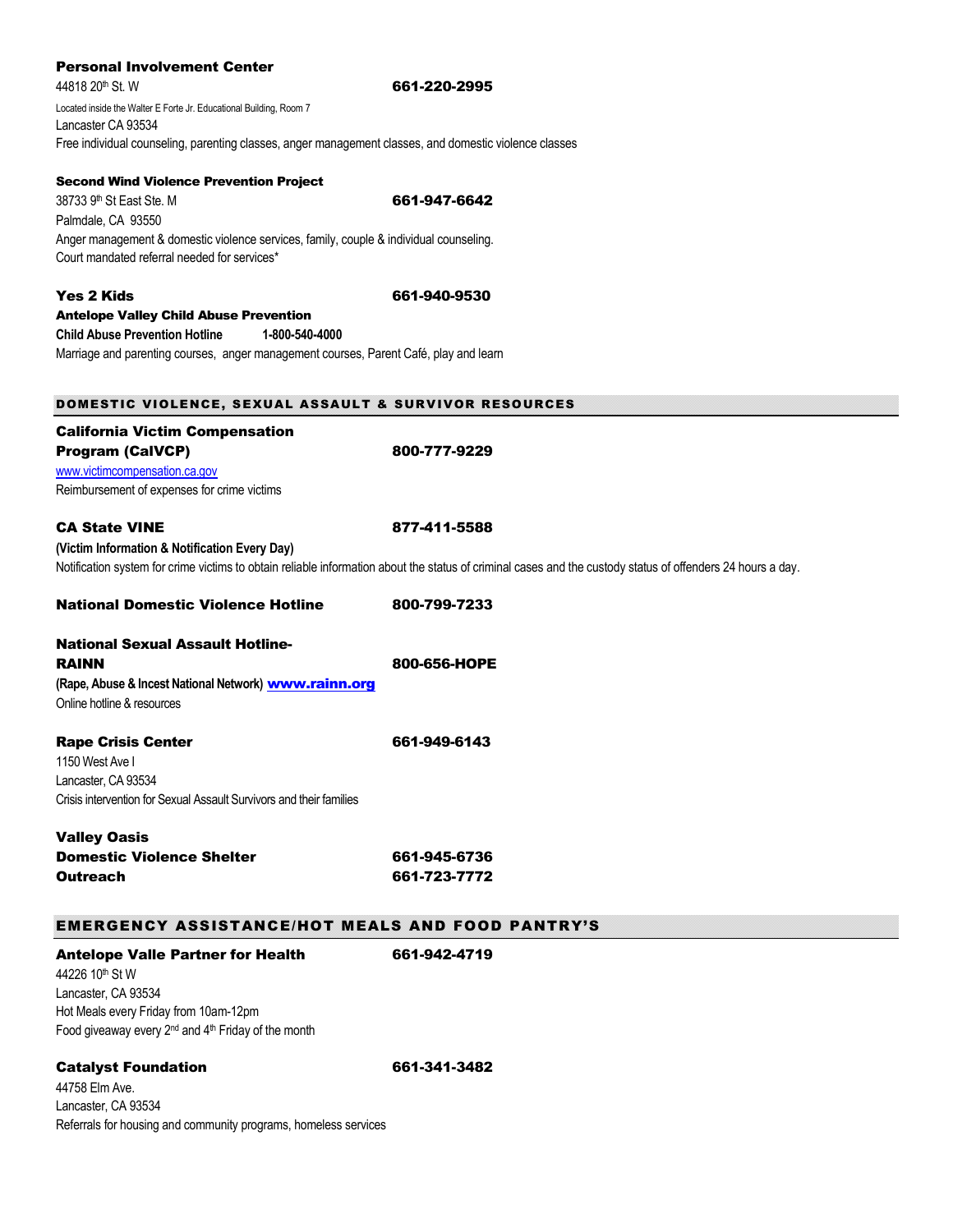**Personal Involvement Center**
44818 20th St. W — **661-220-2995**
Located inside the Walter E Forte Jr. Educational Building, Room 7
Lancaster CA 93534
Free individual counseling, parenting classes, anger management classes, and domestic violence classes

**Second Wind Violence Prevention Project**
38733 9th St East Ste. M — **661-947-6642**
Palmdale, CA 93550
Anger management & domestic violence services, family, couple & individual counseling.
Court mandated referral needed for services*

**Yes 2 Kids** — **661-940-9530**
**Antelope Valley Child Abuse Prevention**
**Child Abuse Prevention Hotline 1-800-540-4000**
Marriage and parenting courses, anger management courses, Parent Café, play and learn

## DOMESTIC VIOLENCE, SEXUAL ASSAULT & SURVIVOR RESOURCES

**California Victim Compensation Program (CalVCP)** — **800-777-9229**
www.victimcompensation.ca.gov
Reimbursement of expenses for crime victims

**CA State VINE** — **877-411-5588**
**(Victim Information & Notification Every Day)**
Notification system for crime victims to obtain reliable information about the status of criminal cases and the custody status of offenders 24 hours a day.

**National Domestic Violence Hotline** — **800-799-7233**

**National Sexual Assault Hotline- RAINN** — **800-656-HOPE**
**(Rape, Abuse & Incest National Network)** **www.rainn.org**
Online hotline & resources

**Rape Crisis Center** — **661-949-6143**
1150 West Ave I
Lancaster, CA 93534
Crisis intervention for Sexual Assault Survivors and their families

**Valley Oasis**
**Domestic Violence Shelter** — **661-945-6736**
**Outreach** — **661-723-7772**

## EMERGENCY ASSISTANCE/HOT MEALS AND FOOD PANTRY'S

**Antelope Valle Partner for Health** — **661-942-4719**
44226 10th St W
Lancaster, CA 93534
Hot Meals every Friday from 10am-12pm
Food giveaway every 2nd and 4th Friday of the month

**Catalyst Foundation** — **661-341-3482**
44758 Elm Ave.
Lancaster, CA 93534
Referrals for housing and community programs, homeless services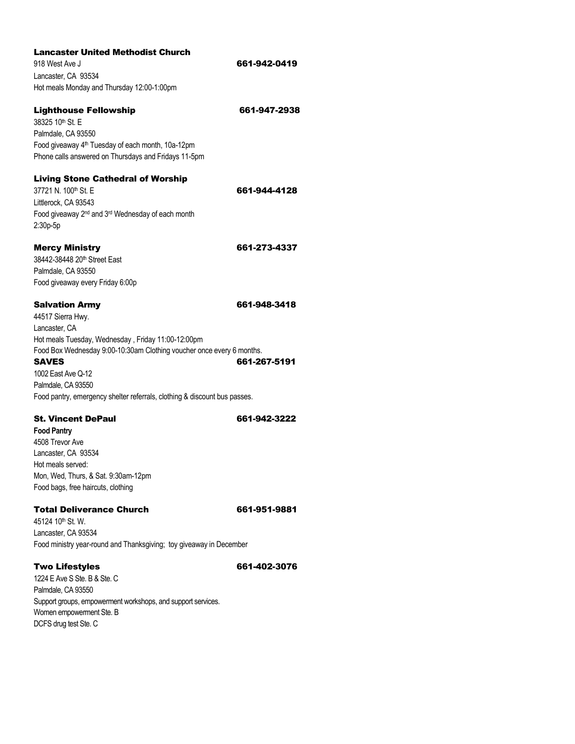**Lancaster United Methodist Church**
918 West Ave J **661-942-0419**
Lancaster, CA 93534
Hot meals Monday and Thursday 12:00-1:00pm

**Lighthouse Fellowship** **661-947-2938**
38325 10th St. E
Palmdale, CA 93550
Food giveaway 4th Tuesday of each month, 10a-12pm
Phone calls answered on Thursdays and Fridays 11-5pm

**Living Stone Cathedral of Worship**
37721 N. 100th St. E **661-944-4128**
Littlerock, CA 93543
Food giveaway 2nd and 3rd Wednesday of each month
2:30p-5p

**Mercy Ministry** **661-273-4337**
38442-38448 20th Street East
Palmdale, CA 93550
Food giveaway every Friday 6:00p

**Salvation Army** **661-948-3418**
44517 Sierra Hwy.
Lancaster, CA
Hot meals Tuesday, Wednesday , Friday 11:00-12:00pm
Food Box Wednesday 9:00-10:30am Clothing voucher once every 6 months.

**SAVES** **661-267-5191**
1002 East Ave Q-12
Palmdale, CA 93550
Food pantry, emergency shelter referrals, clothing & discount bus passes.

**St. Vincent DePaul** **661-942-3222**
**Food Pantry**
4508 Trevor Ave
Lancaster, CA 93534
Hot meals served:
Mon, Wed, Thurs, & Sat. 9:30am-12pm
Food bags, free haircuts, clothing

**Total Deliverance Church** **661-951-9881**
45124 10th St. W.
Lancaster, CA 93534
Food ministry year-round and Thanksgiving; toy giveaway in December

**Two Lifestyles** **661-402-3076**
1224 E Ave S Ste. B & Ste. C
Palmdale, CA 93550
Support groups, empowerment workshops, and support services.
Women empowerment Ste. B
DCFS drug test Ste. C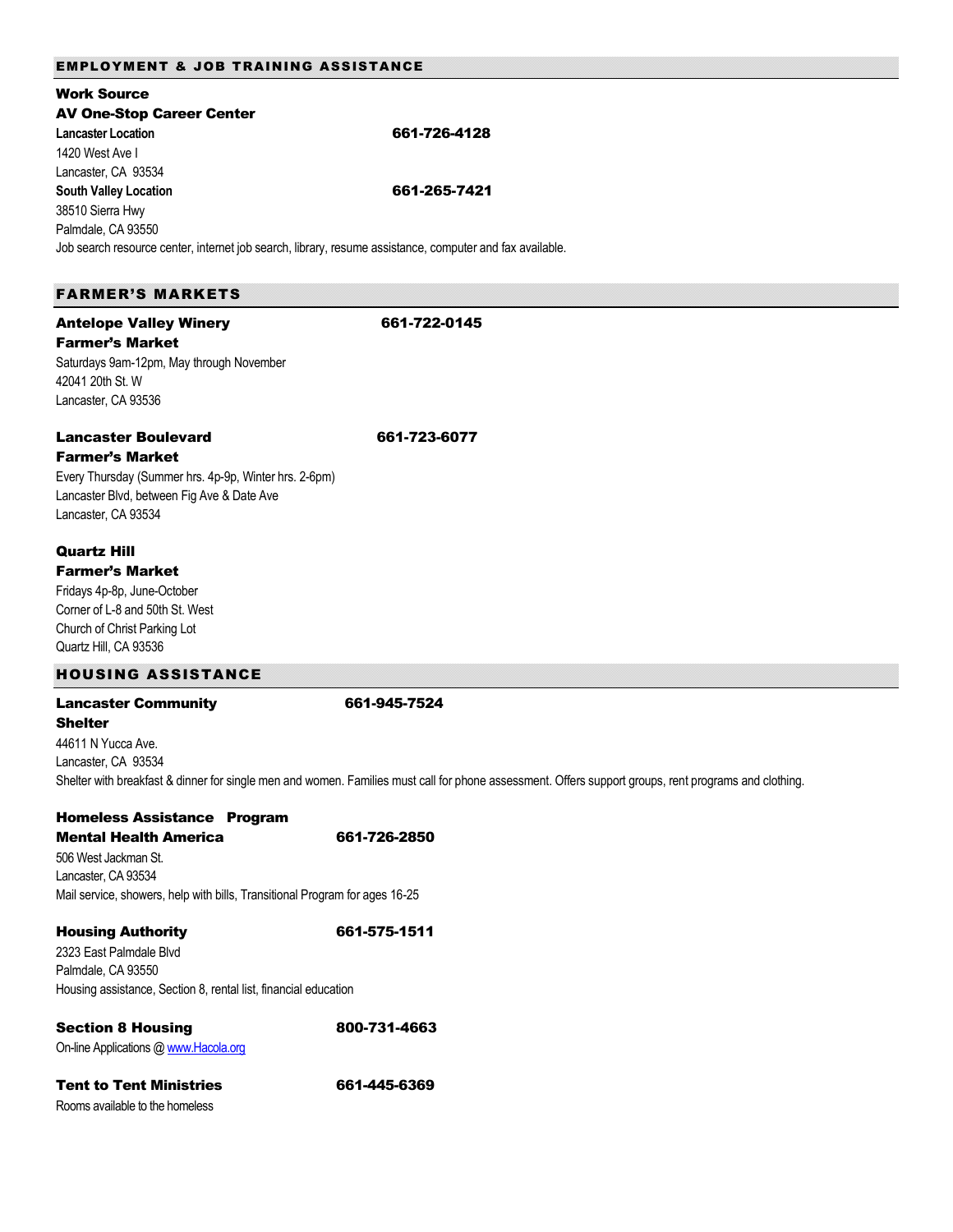## EMPLOYMENT & JOB TRAINING ASSISTANCE

**Work Source**
**AV One-Stop Career Center**

**Lancaster Location** — **661-726-4128**
1420 West Ave I
Lancaster, CA 93534

**South Valley Location** — **661-265-7421**
38510 Sierra Hwy
Palmdale, CA 93550

Job search resource center, internet job search, library, resume assistance, computer and fax available.

## FARMER'S MARKETS

**Antelope Valley Winery Farmer's Market** — **661-722-0145**
Saturdays 9am-12pm, May through November
42041 20th St. W
Lancaster, CA 93536

**Lancaster Boulevard Farmer's Market** — **661-723-6077**
Every Thursday (Summer hrs. 4p-9p, Winter hrs. 2-6pm)
Lancaster Blvd, between Fig Ave & Date Ave
Lancaster, CA 93534

**Quartz Hill Farmer's Market**
Fridays 4p-8p, June-October
Corner of L-8 and 50th St. West
Church of Christ Parking Lot
Quartz Hill, CA 93536

## HOUSING ASSISTANCE

**Lancaster Community Shelter** — **661-945-7524**
44611 N Yucca Ave.
Lancaster, CA 93534
Shelter with breakfast & dinner for single men and women. Families must call for phone assessment. Offers support groups, rent programs and clothing.

**Homeless Assistance Program**
**Mental Health America** — **661-726-2850**
506 West Jackman St.
Lancaster, CA 93534
Mail service, showers, help with bills, Transitional Program for ages 16-25

**Housing Authority** — **661-575-1511**
2323 East Palmdale Blvd
Palmdale, CA 93550
Housing assistance, Section 8, rental list, financial education

**Section 8 Housing** — **800-731-4663**
On-line Applications @ www.Hacola.org

**Tent to Tent Ministries** — **661-445-6369**
Rooms available to the homeless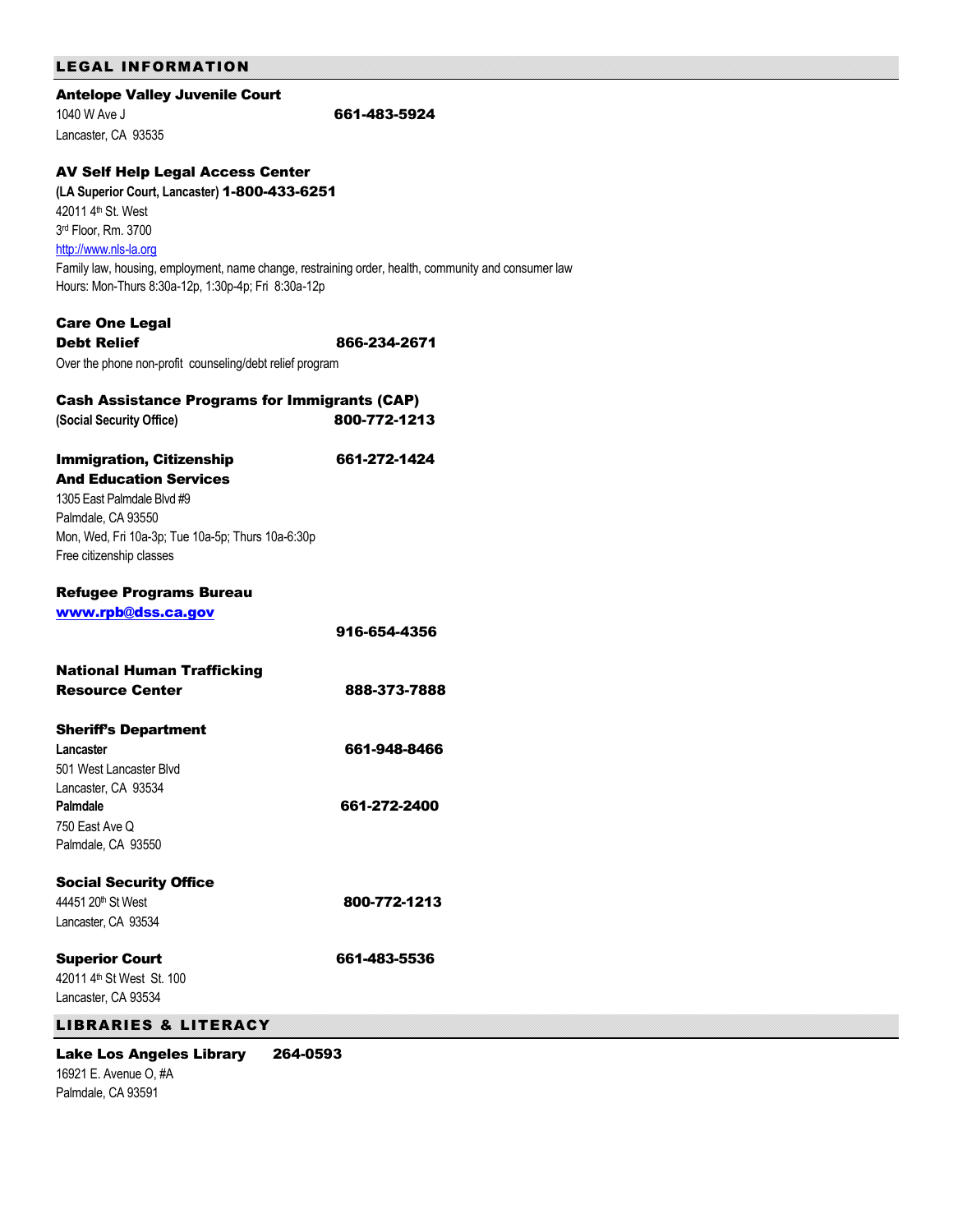## LEGAL INFORMATION

**Antelope Valley Juvenile Court**
1040 W Ave J **661-483-5924**
Lancaster, CA 93535

**AV Self Help Legal Access Center**
**(LA Superior Court, Lancaster) 1-800-433-6251**
42011 4th St. West
3rd Floor, Rm. 3700
http://www.nls-la.org
Family law, housing, employment, name change, restraining order, health, community and consumer law
Hours: Mon-Thurs 8:30a-12p, 1:30p-4p; Fri 8:30a-12p

**Care One Legal**
**Debt Relief** **866-234-2671**
Over the phone non-profit counseling/debt relief program

**Cash Assistance Programs for Immigrants (CAP)**
**(Social Security Office)** **800-772-1213**

**Immigration, Citizenship** **661-272-1424**
**And Education Services**
1305 East Palmdale Blvd #9
Palmdale, CA 93550
Mon, Wed, Fri 10a-3p; Tue 10a-5p; Thurs 10a-6:30p
Free citizenship classes

**Refugee Programs Bureau**
**www.rpb@dss.ca.gov**
**916-654-4356**

**National Human Trafficking**
**Resource Center** **888-373-7888**

**Sheriff's Department**
**Lancaster** **661-948-8466**
501 West Lancaster Blvd
Lancaster, CA 93534
**Palmdale** **661-272-2400**
750 East Ave Q
Palmdale, CA 93550

**Social Security Office**
44451 20th St West **800-772-1213**
Lancaster, CA 93534

**Superior Court** **661-483-5536**
42011 4th St West St. 100
Lancaster, CA 93534

## LIBRARIES & LITERACY

**Lake Los Angeles Library** **264-0593**
16921 E. Avenue O, #A
Palmdale, CA 93591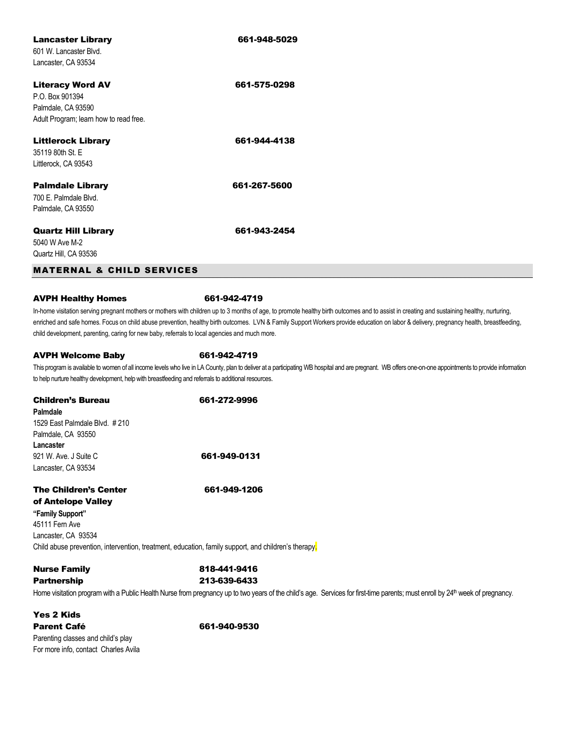**Lancaster Library** 661-948-5029
601 W. Lancaster Blvd.
Lancaster, CA 93534

**Literacy Word AV** 661-575-0298
P.O. Box 901394
Palmdale, CA 93590
Adult Program; learn how to read free.

**Littlerock Library** 661-944-4138
35119 80th St. E
Littlerock, CA 93543

**Palmdale Library** 661-267-5600
700 E. Palmdale Blvd.
Palmdale, CA 93550

**Quartz Hill Library** 661-943-2454
5040 W Ave M-2
Quartz Hill, CA 93536

## MATERNAL & CHILD SERVICES

**AVPH Healthy Homes** 661-942-4719

In-home visitation serving pregnant mothers or mothers with children up to 3 months of age, to promote healthy birth outcomes and to assist in creating and sustaining healthy, nurturing, enriched and safe homes. Focus on child abuse prevention, healthy birth outcomes. LVN & Family Support Workers provide education on labor & delivery, pregnancy health, breastfeeding, child development, parenting, caring for new baby, referrals to local agencies and much more.

**AVPH Welcome Baby** 661-942-4719

This program is available to women of all income levels who live in LA County, plan to deliver at a participating WB hospital and are pregnant. WB offers one-on-one appointments to provide information to help nurture healthy development, help with breastfeeding and referrals to additional resources.

**Children's Bureau** 661-272-9996
**Palmdale**
1529 East Palmdale Blvd. # 210
Palmdale, CA 93550
**Lancaster**
921 W. Ave. J Suite C 661-949-0131
Lancaster, CA 93534

**The Children's Center of Antelope Valley** 661-949-1206
**"Family Support"**
45111 Fern Ave
Lancaster, CA 93534
Child abuse prevention, intervention, treatment, education, family support, and children's therapy.

**Nurse Family Partnership** 818-441-9416
213-639-6433

Home visitation program with a Public Health Nurse from pregnancy up to two years of the child's age. Services for first-time parents; must enroll by 24th week of pregnancy.

**Yes 2 Kids Parent Café** 661-940-9530
Parenting classes and child's play
For more info, contact Charles Avila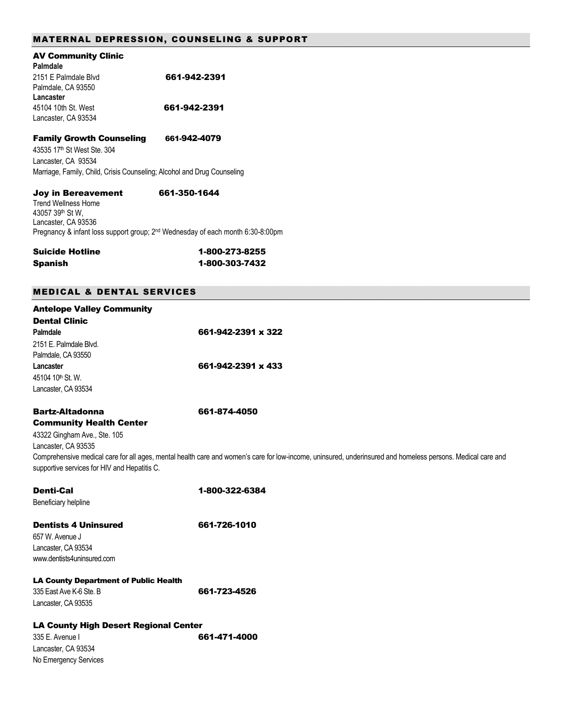## MATERNAL DEPRESSION, COUNSELING & SUPPORT

### AV Community Clinic

**Palmdale**
2151 E Palmdale Blvd — **661-942-2391**
Palmdale, CA 93550

**Lancaster**
45104 10th St. West — **661-942-2391**
Lancaster, CA 93534

### Family Growth Counseling — 661-942-4079

43535 17th St West Ste. 304
Lancaster, CA 93534
Marriage, Family, Child, Crisis Counseling; Alcohol and Drug Counseling

### Joy in Bereavement — 661-350-1644

Trend Wellness Home
43057 39th St W,
Lancaster, CA 93536
Pregnancy & infant loss support group; 2nd Wednesday of each month 6:30-8:00pm

**Suicide Hotline** — **1-800-273-8255**
**Spanish** — **1-800-303-7432**

## MEDICAL & DENTAL SERVICES

### Antelope Valley Community Dental Clinic

**Palmdale** — **661-942-2391 x 322**
2151 E. Palmdale Blvd.
Palmdale, CA 93550

**Lancaster** — **661-942-2391 x 433**
45104 10th St. W.
Lancaster, CA 93534

### Bartz-Altadonna Community Health Center — 661-874-4050

43322 Gingham Ave., Ste. 105
Lancaster, CA 93535
Comprehensive medical care for all ages, mental health care and women's care for low-income, uninsured, underinsured and homeless persons. Medical care and supportive services for HIV and Hepatitis C.

### Denti-Cal — 1-800-322-6384

Beneficiary helpline

### Dentists 4 Uninsured — 661-726-1010

657 W. Avenue J
Lancaster, CA 93534
www.dentists4uninsured.com

### LA County Department of Public Health

335 East Ave K-6 Ste. B — **661-723-4526**
Lancaster, CA 93535

### LA County High Desert Regional Center

335 E. Avenue I — **661-471-4000**
Lancaster, CA 93534
No Emergency Services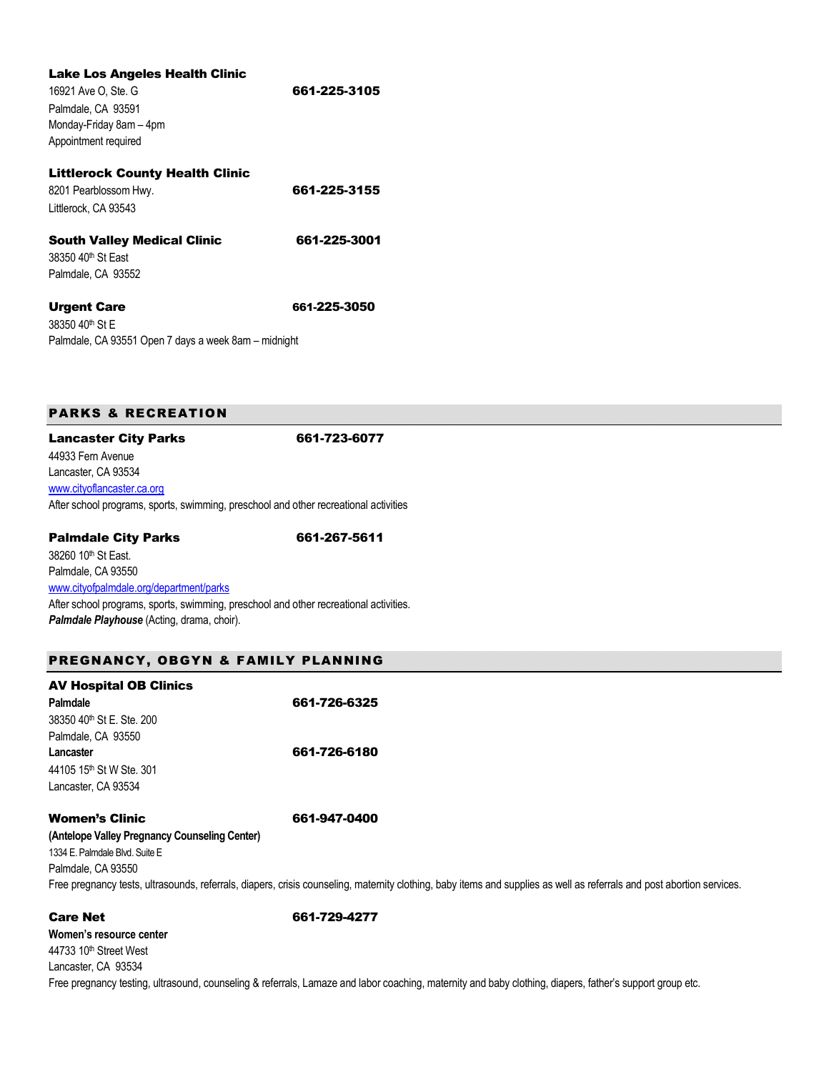**Lake Los Angeles Health Clinic**
16921 Ave O, Ste. G **661-225-3105**
Palmdale, CA 93591
Monday-Friday 8am – 4pm
Appointment required

**Littlerock County Health Clinic**
8201 Pearblossom Hwy. **661-225-3155**
Littlerock, CA 93543

**South Valley Medical Clinic** **661-225-3001**
38350 40th St East
Palmdale, CA 93552

**Urgent Care** **661-225-3050**
38350 40th St E
Palmdale, CA 93551 Open 7 days a week 8am – midnight

## PARKS & RECREATION

**Lancaster City Parks** **661-723-6077**
44933 Fern Avenue
Lancaster, CA 93534
www.cityoflancaster.ca.org
After school programs, sports, swimming, preschool and other recreational activities

**Palmdale City Parks** **661-267-5611**
38260 10th St East.
Palmdale, CA 93550
www.cityofpalmdale.org/department/parks
After school programs, sports, swimming, preschool and other recreational activities.
***Palmdale Playhouse*** (Acting, drama, choir).

## PREGNANCY, OBGYN & FAMILY PLANNING

**AV Hospital OB Clinics**
**Palmdale** **661-726-6325**
38350 40th St E. Ste. 200
Palmdale, CA 93550
**Lancaster** **661-726-6180**
44105 15th St W Ste. 301
Lancaster, CA 93534

**Women's Clinic** **661-947-0400**
**(Antelope Valley Pregnancy Counseling Center)**
1334 E. Palmdale Blvd. Suite E
Palmdale, CA 93550
Free pregnancy tests, ultrasounds, referrals, diapers, crisis counseling, maternity clothing, baby items and supplies as well as referrals and post abortion services.

**Care Net** **661-729-4277**
**Women's resource center**
44733 10th Street West
Lancaster, CA 93534
Free pregnancy testing, ultrasound, counseling & referrals, Lamaze and labor coaching, maternity and baby clothing, diapers, father's support group etc.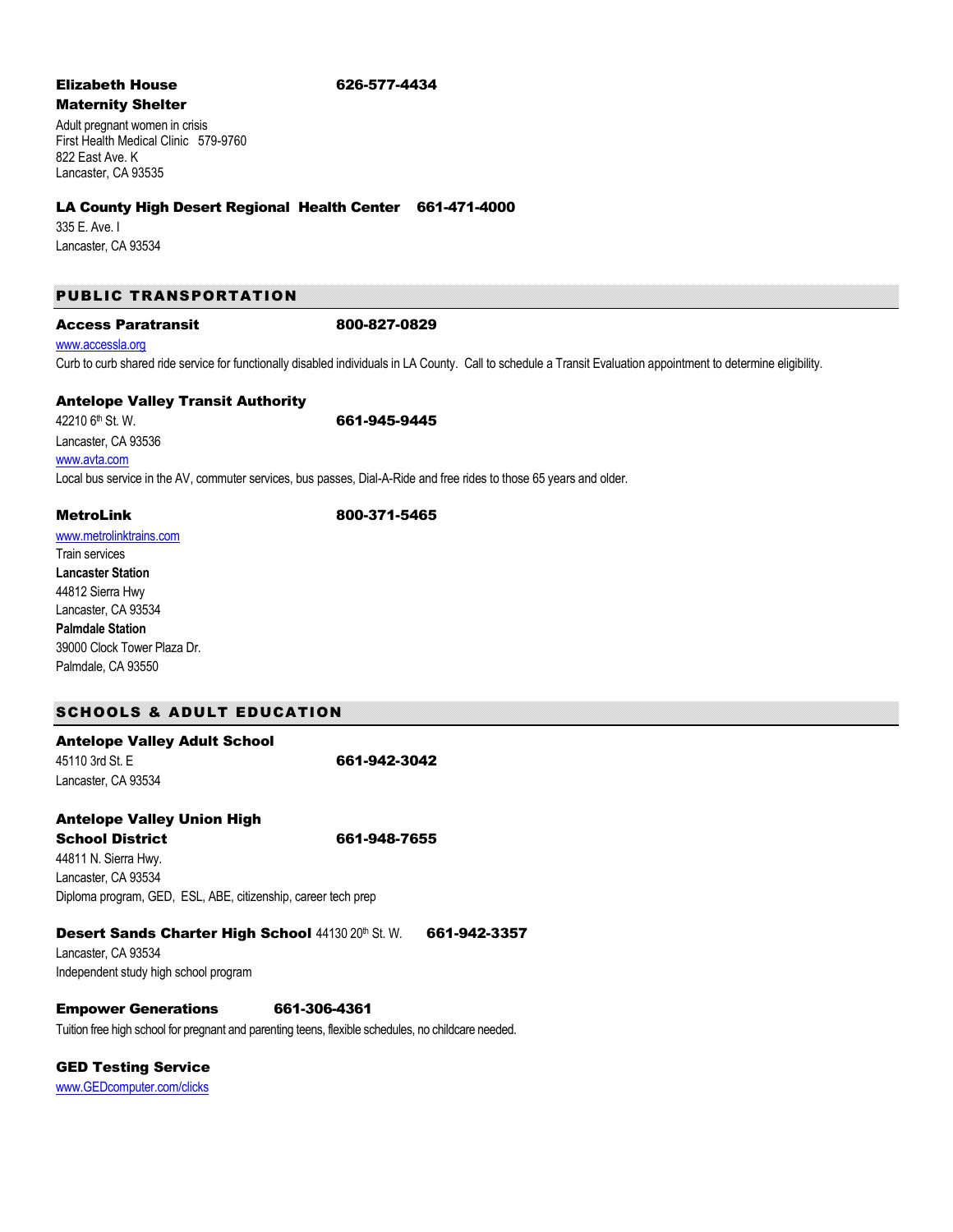**Elizabeth House** **626-577-4434**
**Maternity Shelter**

Adult pregnant women in crisis
First Health Medical Clinic 579-9760
822 East Ave. K
Lancaster, CA 93535

**LA County High Desert Regional Health Center** **661-471-4000**

335 E. Ave. I
Lancaster, CA 93534

## PUBLIC TRANSPORTATION

**Access Paratransit** **800-827-0829**

www.accessla.org
Curb to curb shared ride service for functionally disabled individuals in LA County. Call to schedule a Transit Evaluation appointment to determine eligibility.

**Antelope Valley Transit Authority**

42210 6th St. W. **661-945-9445**
Lancaster, CA 93536
www.avta.com
Local bus service in the AV, commuter services, bus passes, Dial-A-Ride and free rides to those 65 years and older.

**MetroLink** **800-371-5465**

www.metrolinktrains.com
Train services
**Lancaster Station**
44812 Sierra Hwy
Lancaster, CA 93534
**Palmdale Station**
39000 Clock Tower Plaza Dr.
Palmdale, CA 93550

## SCHOOLS & ADULT EDUCATION

**Antelope Valley Adult School**

45110 3rd St. E **661-942-3042**
Lancaster, CA 93534

**Antelope Valley Union High School District** **661-948-7655**

44811 N. Sierra Hwy.
Lancaster, CA 93534
Diploma program, GED, ESL, ABE, citizenship, career tech prep

**Desert Sands Charter High School** 44130 20th St. W. **661-942-3357**

Lancaster, CA 93534
Independent study high school program

**Empower Generations** **661-306-4361**

Tuition free high school for pregnant and parenting teens, flexible schedules, no childcare needed.

**GED Testing Service**

www.GEDcomputer.com/clicks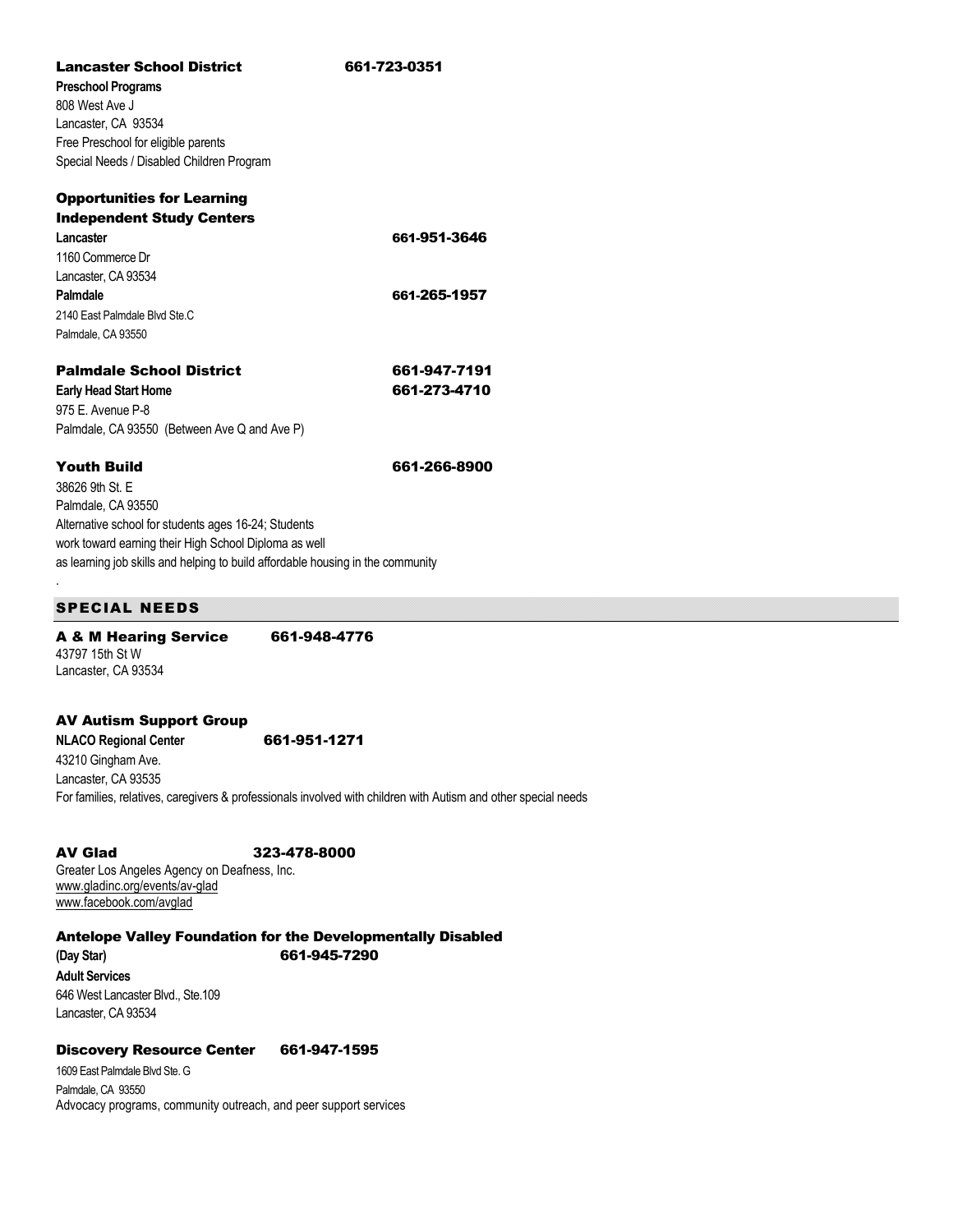**Lancaster School District** 661-723-0351

**Preschool Programs**
808 West Ave J
Lancaster, CA 93534
Free Preschool for eligible parents
Special Needs / Disabled Children Program

**Opportunities for Learning Independent Study Centers**

**Lancaster** 661-951-3646
1160 Commerce Dr
Lancaster, CA 93534

**Palmdale** 661-265-1957
2140 East Palmdale Blvd Ste.C
Palmdale, CA 93550

**Palmdale School District** 661-947-7191

**Early Head Start Home** 661-273-4710
975 E. Avenue P-8
Palmdale, CA 93550 (Between Ave Q and Ave P)

**Youth Build** 661-266-8900
38626 9th St. E
Palmdale, CA 93550
Alternative school for students ages 16-24; Students work toward earning their High School Diploma as well as learning job skills and helping to build affordable housing in the community
.

## SPECIAL NEEDS

**A & M Hearing Service** 661-948-4776
43797 15th St W
Lancaster, CA 93534

**AV Autism Support Group**

**NLACO Regional Center** 661-951-1271
43210 Gingham Ave.
Lancaster, CA 93535
For families, relatives, caregivers & professionals involved with children with Autism and other special needs

**AV Glad** 323-478-8000
Greater Los Angeles Agency on Deafness, Inc.
www.gladinc.org/events/av-glad
www.facebook.com/avglad

**Antelope Valley Foundation for the Developmentally Disabled**

**(Day Star)** 661-945-7290

**Adult Services**
646 West Lancaster Blvd., Ste.109
Lancaster, CA 93534

**Discovery Resource Center** 661-947-1595
1609 East Palmdale Blvd Ste. G
Palmdale, CA 93550
Advocacy programs, community outreach, and peer support services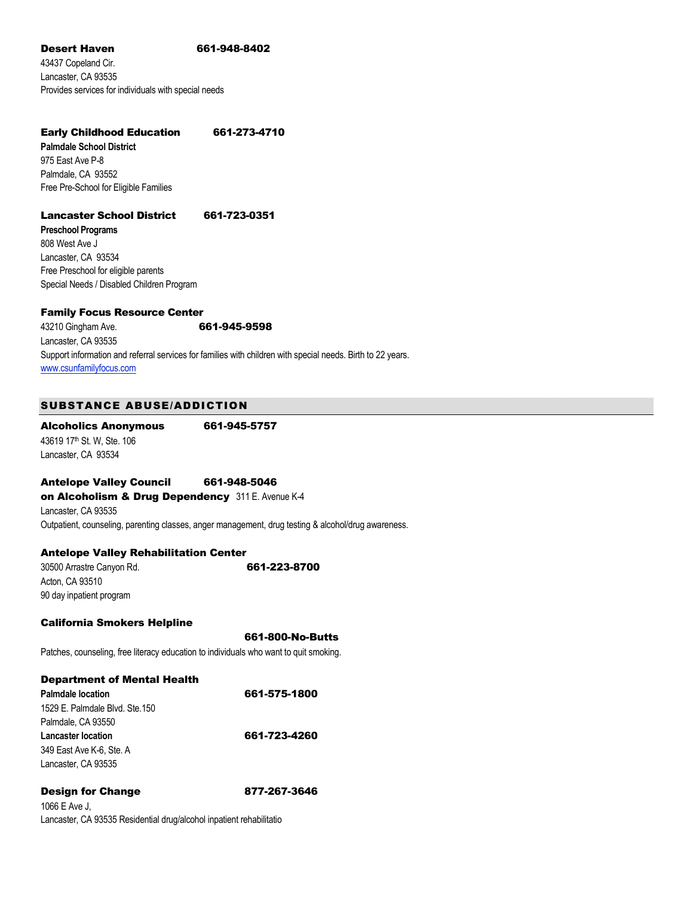**Desert Haven** **661-948-8402**
43437 Copeland Cir.
Lancaster, CA 93535
Provides services for individuals with special needs

**Early Childhood Education** **661-273-4710**
**Palmdale School District**
975 East Ave P-8
Palmdale, CA 93552
Free Pre-School for Eligible Families

**Lancaster School District** **661-723-0351**
**Preschool Programs**
808 West Ave J
Lancaster, CA 93534
Free Preschool for eligible parents
Special Needs / Disabled Children Program

**Family Focus Resource Center**
43210 Gingham Ave. **661-945-9598**
Lancaster, CA 93535
Support information and referral services for families with children with special needs. Birth to 22 years.
www.csunfamilyfocus.com

## SUBSTANCE ABUSE/ADDICTION

**Alcoholics Anonymous** **661-945-5757**
43619 17th St. W, Ste. 106
Lancaster, CA 93534

**Antelope Valley Council** **661-948-5046**
**on Alcoholism & Drug Dependency** 311 E. Avenue K-4
Lancaster, CA 93535
Outpatient, counseling, parenting classes, anger management, drug testing & alcohol/drug awareness.

**Antelope Valley Rehabilitation Center**
30500 Arrastre Canyon Rd. **661-223-8700**
Acton, CA 93510
90 day inpatient program

**California Smokers Helpline**
**661-800-No-Butts**
Patches, counseling, free literacy education to individuals who want to quit smoking.

**Department of Mental Health**
**Palmdale location** **661-575-1800**
1529 E. Palmdale Blvd. Ste.150
Palmdale, CA 93550
**Lancaster location** **661-723-4260**
349 East Ave K-6, Ste. A
Lancaster, CA 93535

**Design for Change** **877-267-3646**
1066 E Ave J,
Lancaster, CA 93535 Residential drug/alcohol inpatient rehabilitatio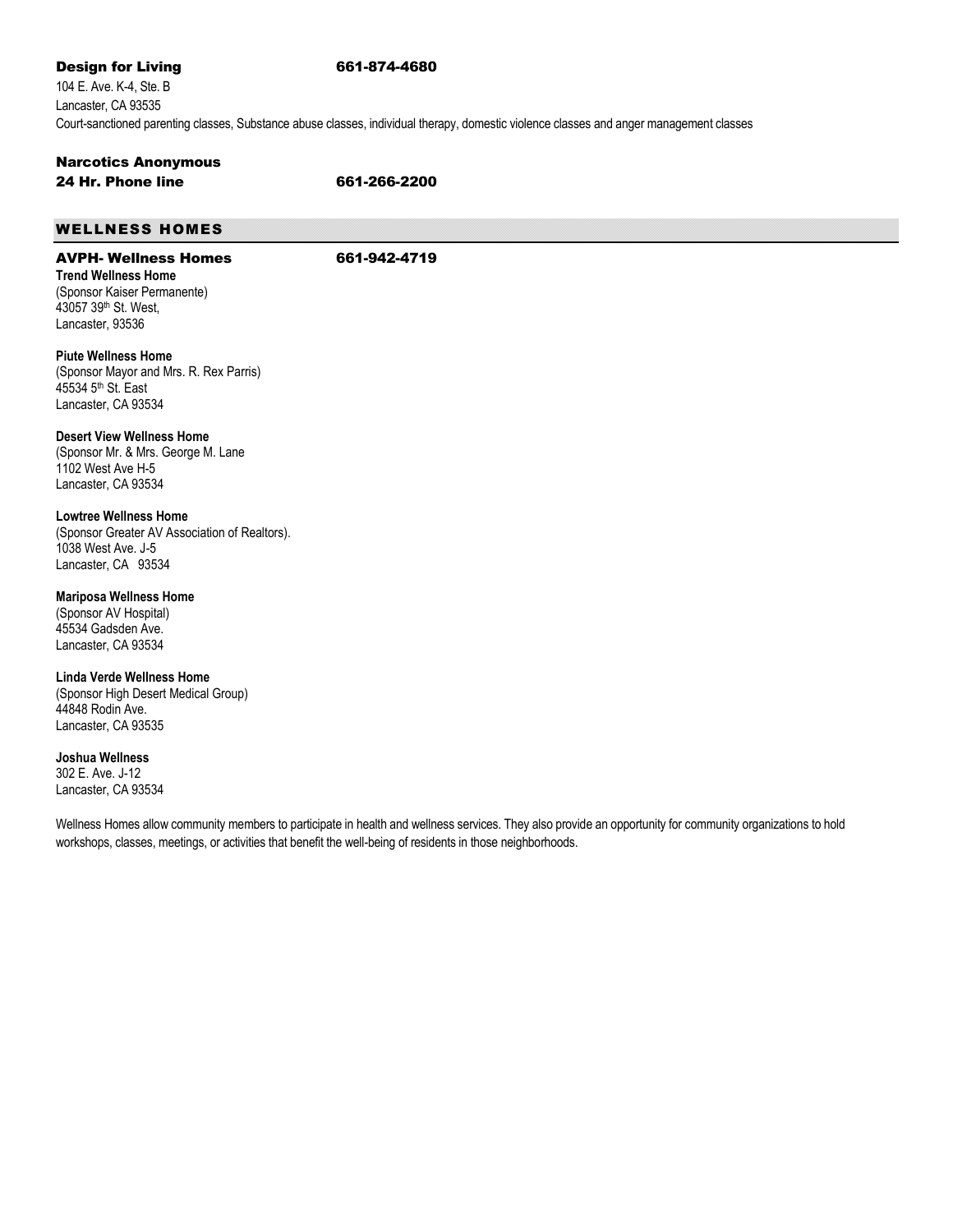**Design for Living** 661-874-4680

104 E. Ave. K-4, Ste. B
Lancaster, CA 93535
Court-sanctioned parenting classes, Substance abuse classes, individual therapy, domestic violence classes and anger management classes

**Narcotics Anonymous**
**24 Hr. Phone line** 661-266-2200

## WELLNESS HOMES

**AVPH- Wellness Homes** 661-942-4719

**Trend Wellness Home**
(Sponsor Kaiser Permanente)
43057 39th St. West,
Lancaster, 93536

**Piute Wellness Home**
(Sponsor Mayor and Mrs. R. Rex Parris)
45534 5th St. East
Lancaster, CA 93534

**Desert View Wellness Home**
(Sponsor Mr. & Mrs. George M. Lane
1102 West Ave H-5
Lancaster, CA 93534

**Lowtree Wellness Home**
(Sponsor Greater AV Association of Realtors).
1038 West Ave. J-5
Lancaster, CA 93534

**Mariposa Wellness Home**
(Sponsor AV Hospital)
45534 Gadsden Ave.
Lancaster, CA 93534

**Linda Verde Wellness Home**
(Sponsor High Desert Medical Group)
44848 Rodin Ave.
Lancaster, CA 93535

**Joshua Wellness**
302 E. Ave. J-12
Lancaster, CA 93534

Wellness Homes allow community members to participate in health and wellness services. They also provide an opportunity for community organizations to hold workshops, classes, meetings, or activities that benefit the well-being of residents in those neighborhoods.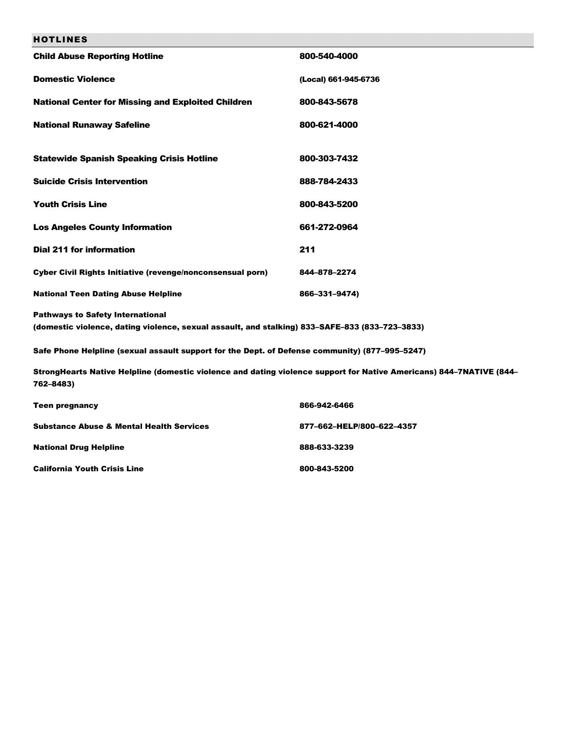## HOTLINES

| | |
|---|---|
| **Child Abuse Reporting Hotline** | **800-540-4000** |
| **Domestic Violence** | **(Local) 661-945-6736** |
| **National Center for Missing and Exploited Children** | **800-843-5678** |
| **National Runaway Safeline** | **800-621-4000** |
| **Statewide Spanish Speaking Crisis Hotline** | **800-303-7432** |
| **Suicide Crisis Intervention** | **888-784-2433** |
| **Youth Crisis Line** | **800-843-5200** |
| **Los Angeles County Information** | **661-272-0964** |
| **Dial 211 for information** | **211** |
| **Cyber Civil Rights Initiative (revenge/nonconsensual porn)** | **844–878–2274** |
| **National Teen Dating Abuse Helpline** | **866–331–9474)** |

**Pathways to Safety International**
**(domestic violence, dating violence, sexual assault, and stalking) 833–SAFE–833 (833–723–3833)**

**Safe Phone Helpline (sexual assault support for the Dept. of Defense community) (877–995–5247)**

**StrongHearts Native Helpline (domestic violence and dating violence support for Native Americans) 844–7NATIVE (844–762–8483)**

| | |
|---|---|
| **Teen pregnancy** | **866-942-6466** |
| **Substance Abuse & Mental Health Services** | **877–662–HELP/800–622–4357** |
| **National Drug Helpline** | **888-633-3239** |
| **California Youth Crisis Line** | **800-843-5200** |